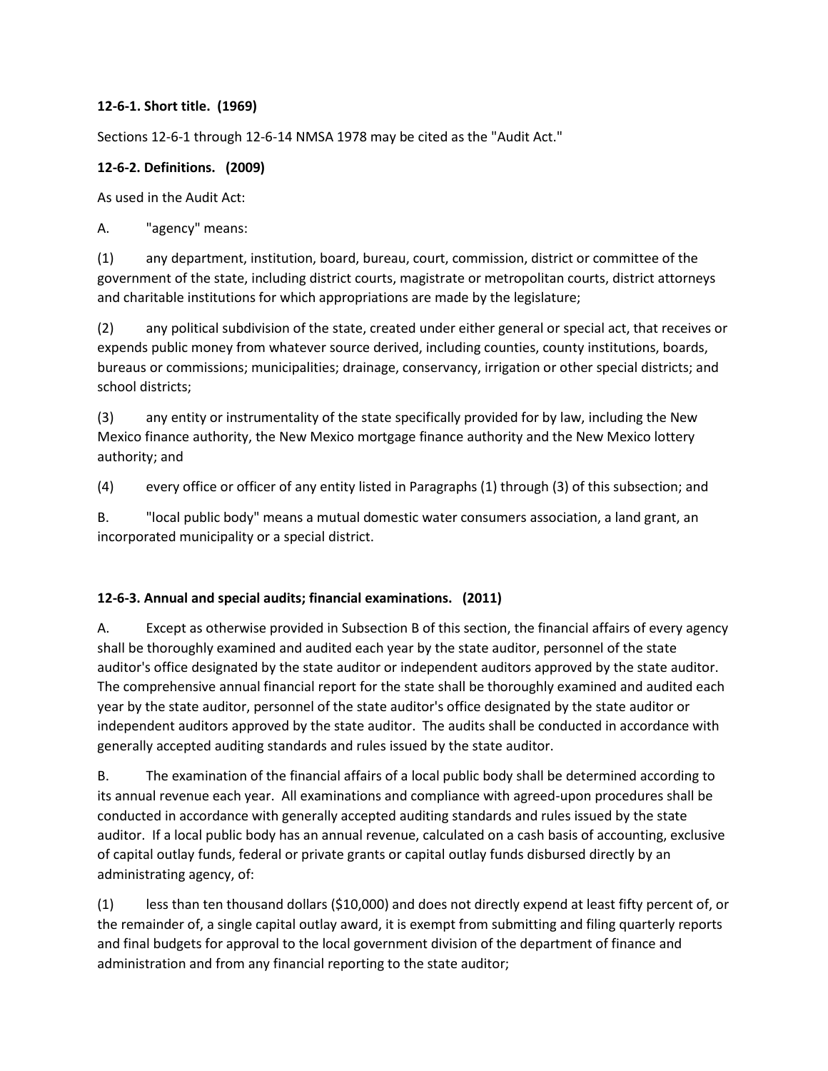**12-6-1. Short title. (1969)**

Sections 12-6-1 through 12-6-14 NMSA 1978 may be cited as the "Audit Act."

**12-6-2. Definitions. (2009)**

As used in the Audit Act:

A. "agency" means:

(1) any department, institution, board, bureau, court, commission, district or committee of the government of the state, including district courts, magistrate or metropolitan courts, district attorneys and charitable institutions for which appropriations are made by the legislature;

(2) any political subdivision of the state, created under either general or special act, that receives or expends public money from whatever source derived, including counties, county institutions, boards, bureaus or commissions; municipalities; drainage, conservancy, irrigation or other special districts; and school districts;

(3) any entity or instrumentality of the state specifically provided for by law, including the New Mexico finance authority, the New Mexico mortgage finance authority and the New Mexico lottery authority; and

(4) every office or officer of any entity listed in Paragraphs (1) through (3) of this subsection; and

B. "local public body" means a mutual domestic water consumers association, a land grant, an incorporated municipality or a special district.

**12-6-3. Annual and special audits; financial examinations. (2011)**

A. Except as otherwise provided in Subsection B of this section, the financial affairs of every agency shall be thoroughly examined and audited each year by the state auditor, personnel of the state auditor's office designated by the state auditor or independent auditors approved by the state auditor. The comprehensive annual financial report for the state shall be thoroughly examined and audited each year by the state auditor, personnel of the state auditor's office designated by the state auditor or independent auditors approved by the state auditor. The audits shall be conducted in accordance with generally accepted auditing standards and rules issued by the state auditor.

B. The examination of the financial affairs of a local public body shall be determined according to its annual revenue each year. All examinations and compliance with agreed-upon procedures shall be conducted in accordance with generally accepted auditing standards and rules issued by the state auditor. If a local public body has an annual revenue, calculated on a cash basis of accounting, exclusive of capital outlay funds, federal or private grants or capital outlay funds disbursed directly by an administrating agency, of:

(1) less than ten thousand dollars ($10,000) and does not directly expend at least fifty percent of, or the remainder of, a single capital outlay award, it is exempt from submitting and filing quarterly reports and final budgets for approval to the local government division of the department of finance and administration and from any financial reporting to the state auditor;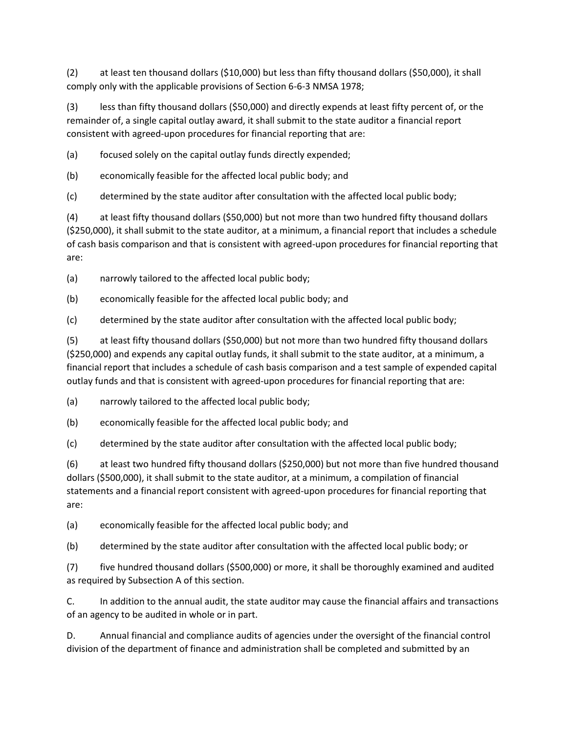(2) at least ten thousand dollars ($10,000) but less than fifty thousand dollars ($50,000), it shall comply only with the applicable provisions of Section 6-6-3 NMSA 1978;

(3) less than fifty thousand dollars ($50,000) and directly expends at least fifty percent of, or the remainder of, a single capital outlay award, it shall submit to the state auditor a financial report consistent with agreed-upon procedures for financial reporting that are:

(a) focused solely on the capital outlay funds directly expended;

(b) economically feasible for the affected local public body; and

(c) determined by the state auditor after consultation with the affected local public body;

(4) at least fifty thousand dollars ($50,000) but not more than two hundred fifty thousand dollars ($250,000), it shall submit to the state auditor, at a minimum, a financial report that includes a schedule of cash basis comparison and that is consistent with agreed-upon procedures for financial reporting that are:

(a) narrowly tailored to the affected local public body;

(b) economically feasible for the affected local public body; and

(c) determined by the state auditor after consultation with the affected local public body;

(5) at least fifty thousand dollars ($50,000) but not more than two hundred fifty thousand dollars ($250,000) and expends any capital outlay funds, it shall submit to the state auditor, at a minimum, a financial report that includes a schedule of cash basis comparison and a test sample of expended capital outlay funds and that is consistent with agreed-upon procedures for financial reporting that are:

(a) narrowly tailored to the affected local public body;

(b) economically feasible for the affected local public body; and

(c) determined by the state auditor after consultation with the affected local public body;

(6) at least two hundred fifty thousand dollars ($250,000) but not more than five hundred thousand dollars ($500,000), it shall submit to the state auditor, at a minimum, a compilation of financial statements and a financial report consistent with agreed-upon procedures for financial reporting that are:

(a) economically feasible for the affected local public body; and

(b) determined by the state auditor after consultation with the affected local public body; or

(7) five hundred thousand dollars ($500,000) or more, it shall be thoroughly examined and audited as required by Subsection A of this section.

C. In addition to the annual audit, the state auditor may cause the financial affairs and transactions of an agency to be audited in whole or in part.

D. Annual financial and compliance audits of agencies under the oversight of the financial control division of the department of finance and administration shall be completed and submitted by an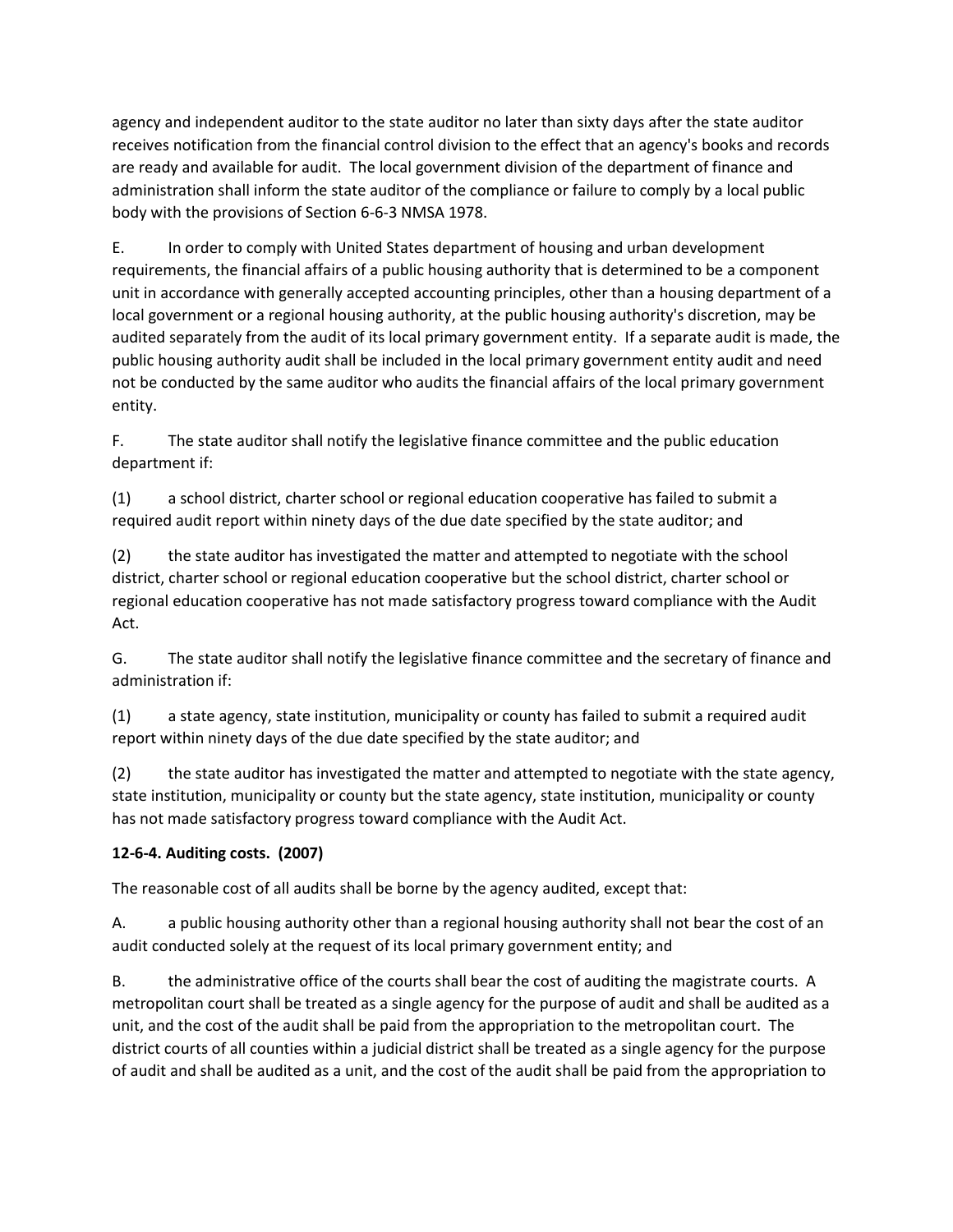agency and independent auditor to the state auditor no later than sixty days after the state auditor receives notification from the financial control division to the effect that an agency's books and records are ready and available for audit. The local government division of the department of finance and administration shall inform the state auditor of the compliance or failure to comply by a local public body with the provisions of Section 6-6-3 NMSA 1978.

E. In order to comply with United States department of housing and urban development requirements, the financial affairs of a public housing authority that is determined to be a component unit in accordance with generally accepted accounting principles, other than a housing department of a local government or a regional housing authority, at the public housing authority's discretion, may be audited separately from the audit of its local primary government entity. If a separate audit is made, the public housing authority audit shall be included in the local primary government entity audit and need not be conducted by the same auditor who audits the financial affairs of the local primary government entity.

F. The state auditor shall notify the legislative finance committee and the public education department if:

(1) a school district, charter school or regional education cooperative has failed to submit a required audit report within ninety days of the due date specified by the state auditor; and

(2) the state auditor has investigated the matter and attempted to negotiate with the school district, charter school or regional education cooperative but the school district, charter school or regional education cooperative has not made satisfactory progress toward compliance with the Audit Act.

G. The state auditor shall notify the legislative finance committee and the secretary of finance and administration if:

(1) a state agency, state institution, municipality or county has failed to submit a required audit report within ninety days of the due date specified by the state auditor; and

(2) the state auditor has investigated the matter and attempted to negotiate with the state agency, state institution, municipality or county but the state agency, state institution, municipality or county has not made satisfactory progress toward compliance with the Audit Act.

**12-6-4. Auditing costs. (2007)**

The reasonable cost of all audits shall be borne by the agency audited, except that:

A. a public housing authority other than a regional housing authority shall not bear the cost of an audit conducted solely at the request of its local primary government entity; and

B. the administrative office of the courts shall bear the cost of auditing the magistrate courts. A metropolitan court shall be treated as a single agency for the purpose of audit and shall be audited as a unit, and the cost of the audit shall be paid from the appropriation to the metropolitan court. The district courts of all counties within a judicial district shall be treated as a single agency for the purpose of audit and shall be audited as a unit, and the cost of the audit shall be paid from the appropriation to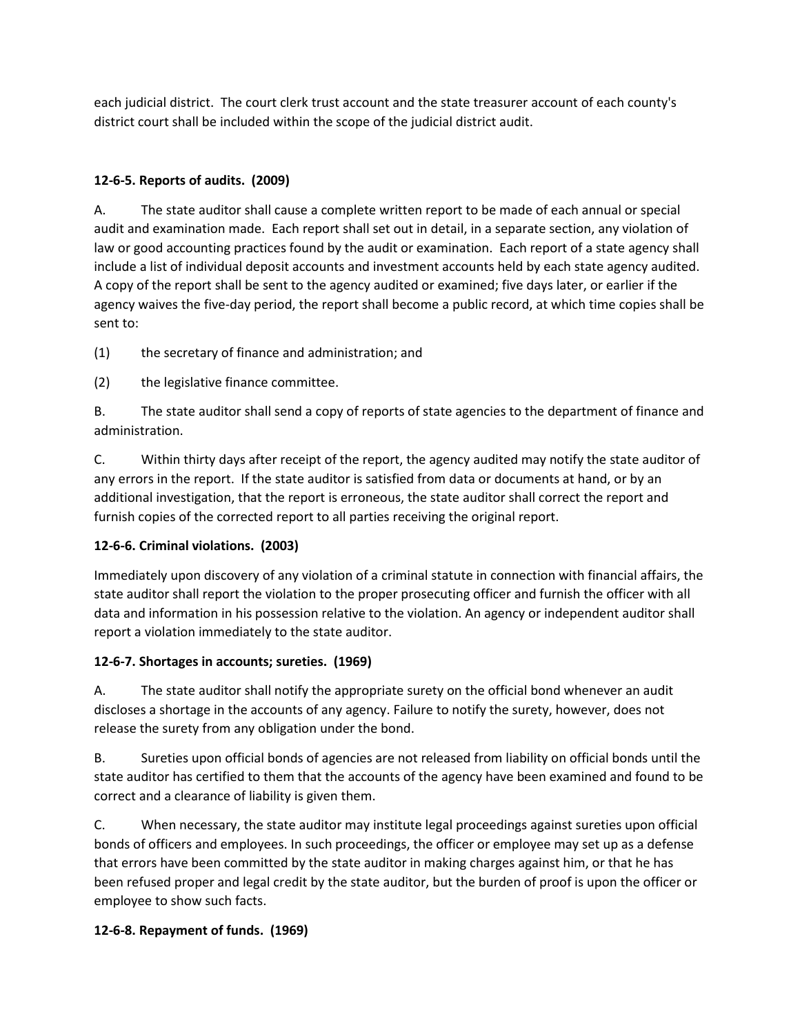each judicial district. The court clerk trust account and the state treasurer account of each county's district court shall be included within the scope of the judicial district audit.

**12-6-5. Reports of audits. (2009)**

A. The state auditor shall cause a complete written report to be made of each annual or special audit and examination made. Each report shall set out in detail, in a separate section, any violation of law or good accounting practices found by the audit or examination. Each report of a state agency shall include a list of individual deposit accounts and investment accounts held by each state agency audited. A copy of the report shall be sent to the agency audited or examined; five days later, or earlier if the agency waives the five-day period, the report shall become a public record, at which time copies shall be sent to:

(1) the secretary of finance and administration; and

(2) the legislative finance committee.

B. The state auditor shall send a copy of reports of state agencies to the department of finance and administration.

C. Within thirty days after receipt of the report, the agency audited may notify the state auditor of any errors in the report. If the state auditor is satisfied from data or documents at hand, or by an additional investigation, that the report is erroneous, the state auditor shall correct the report and furnish copies of the corrected report to all parties receiving the original report.

**12-6-6. Criminal violations. (2003)**

Immediately upon discovery of any violation of a criminal statute in connection with financial affairs, the state auditor shall report the violation to the proper prosecuting officer and furnish the officer with all data and information in his possession relative to the violation. An agency or independent auditor shall report a violation immediately to the state auditor.

**12-6-7. Shortages in accounts; sureties. (1969)**

A. The state auditor shall notify the appropriate surety on the official bond whenever an audit discloses a shortage in the accounts of any agency. Failure to notify the surety, however, does not release the surety from any obligation under the bond.

B. Sureties upon official bonds of agencies are not released from liability on official bonds until the state auditor has certified to them that the accounts of the agency have been examined and found to be correct and a clearance of liability is given them.

C. When necessary, the state auditor may institute legal proceedings against sureties upon official bonds of officers and employees. In such proceedings, the officer or employee may set up as a defense that errors have been committed by the state auditor in making charges against him, or that he has been refused proper and legal credit by the state auditor, but the burden of proof is upon the officer or employee to show such facts.

**12-6-8. Repayment of funds. (1969)**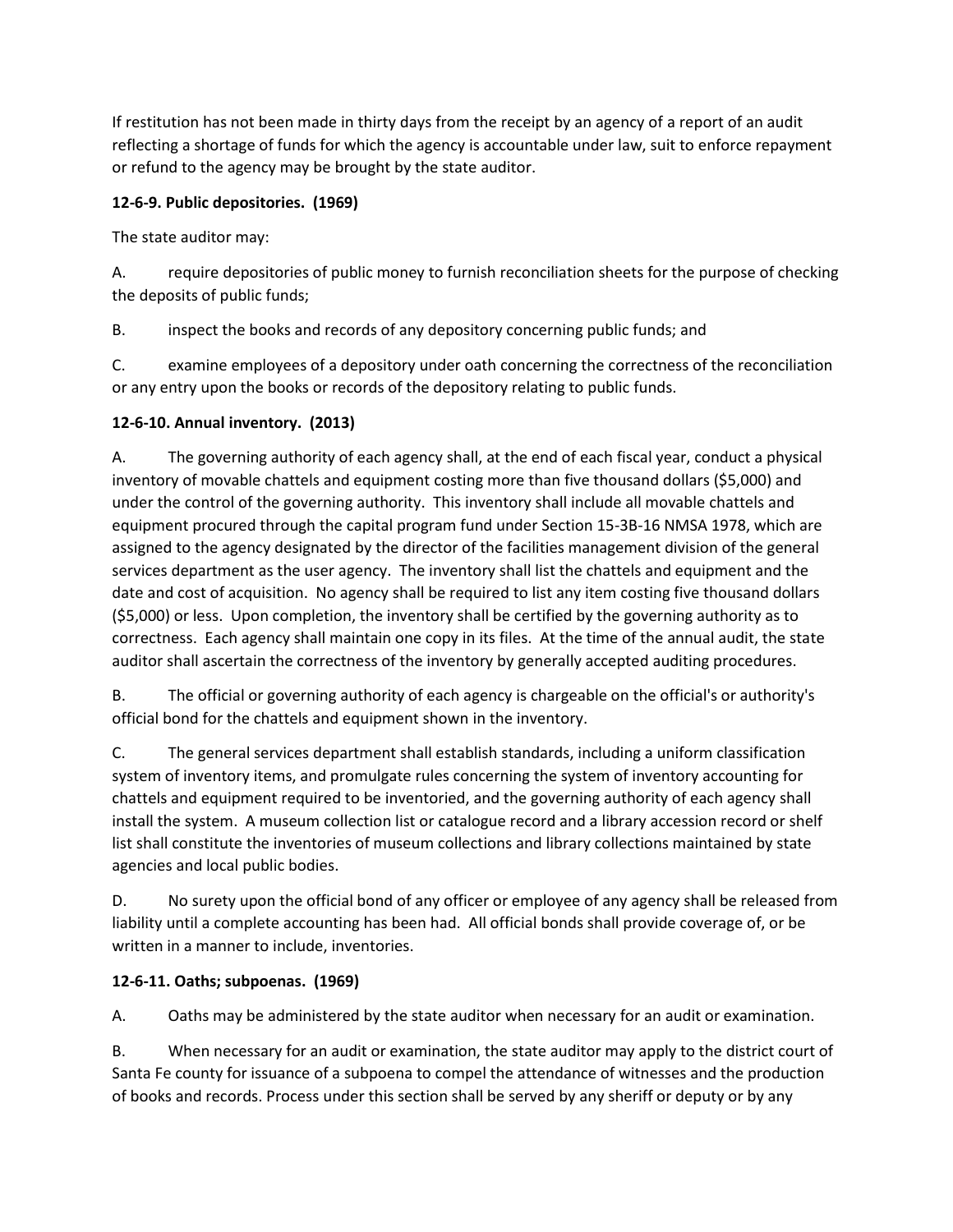If restitution has not been made in thirty days from the receipt by an agency of a report of an audit reflecting a shortage of funds for which the agency is accountable under law, suit to enforce repayment or refund to the agency may be brought by the state auditor.

**12-6-9. Public depositories. (1969)**

The state auditor may:

A. require depositories of public money to furnish reconciliation sheets for the purpose of checking the deposits of public funds;

B. inspect the books and records of any depository concerning public funds; and

C. examine employees of a depository under oath concerning the correctness of the reconciliation or any entry upon the books or records of the depository relating to public funds.

**12-6-10. Annual inventory. (2013)**

A. The governing authority of each agency shall, at the end of each fiscal year, conduct a physical inventory of movable chattels and equipment costing more than five thousand dollars ($5,000) and under the control of the governing authority. This inventory shall include all movable chattels and equipment procured through the capital program fund under Section 15-3B-16 NMSA 1978, which are assigned to the agency designated by the director of the facilities management division of the general services department as the user agency. The inventory shall list the chattels and equipment and the date and cost of acquisition. No agency shall be required to list any item costing five thousand dollars ($5,000) or less. Upon completion, the inventory shall be certified by the governing authority as to correctness. Each agency shall maintain one copy in its files. At the time of the annual audit, the state auditor shall ascertain the correctness of the inventory by generally accepted auditing procedures.

B. The official or governing authority of each agency is chargeable on the official's or authority's official bond for the chattels and equipment shown in the inventory.

C. The general services department shall establish standards, including a uniform classification system of inventory items, and promulgate rules concerning the system of inventory accounting for chattels and equipment required to be inventoried, and the governing authority of each agency shall install the system. A museum collection list or catalogue record and a library accession record or shelf list shall constitute the inventories of museum collections and library collections maintained by state agencies and local public bodies.

D. No surety upon the official bond of any officer or employee of any agency shall be released from liability until a complete accounting has been had. All official bonds shall provide coverage of, or be written in a manner to include, inventories.

**12-6-11. Oaths; subpoenas. (1969)**

A. Oaths may be administered by the state auditor when necessary for an audit or examination.

B. When necessary for an audit or examination, the state auditor may apply to the district court of Santa Fe county for issuance of a subpoena to compel the attendance of witnesses and the production of books and records. Process under this section shall be served by any sheriff or deputy or by any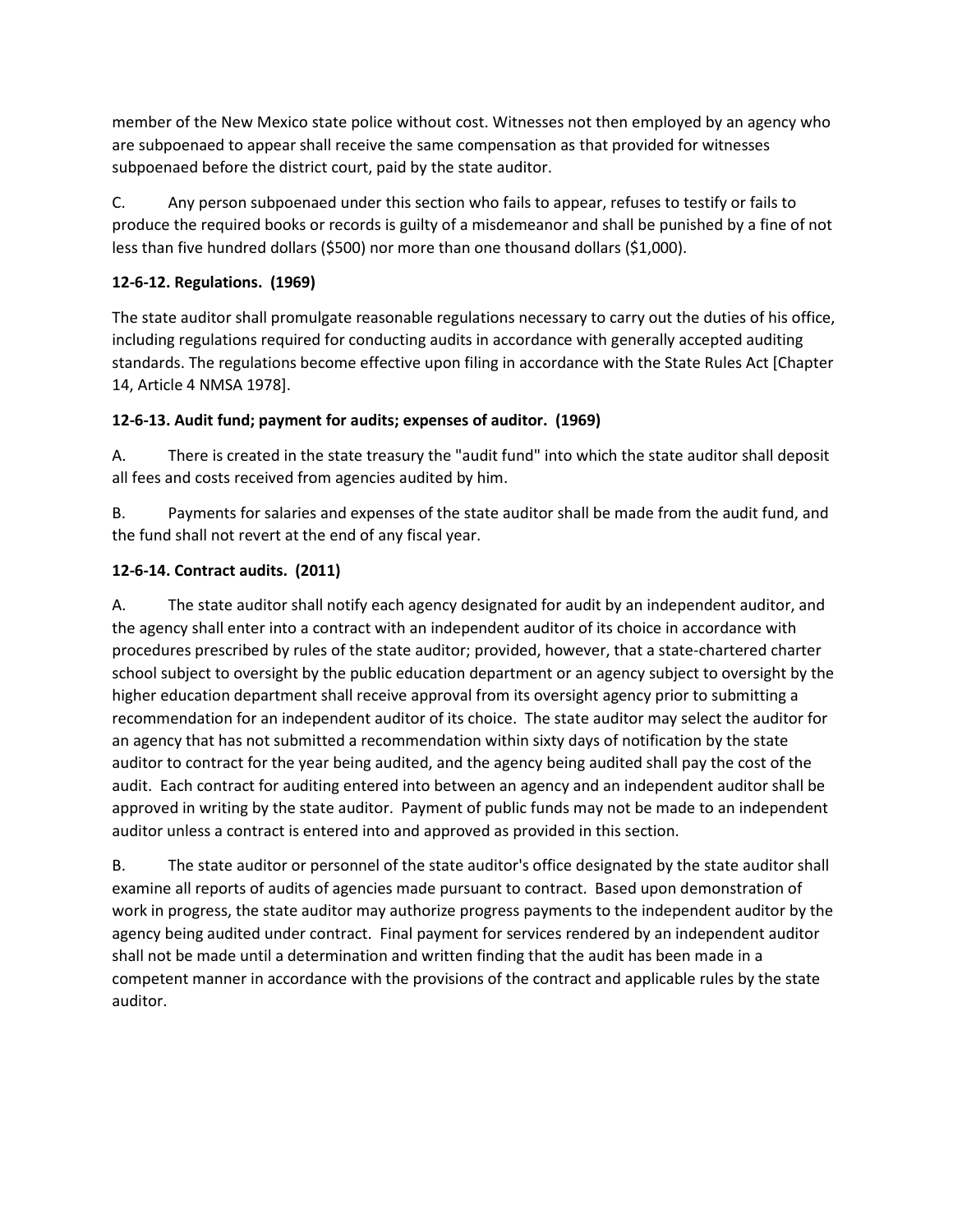member of the New Mexico state police without cost. Witnesses not then employed by an agency who are subpoenaed to appear shall receive the same compensation as that provided for witnesses subpoenaed before the district court, paid by the state auditor.

C. Any person subpoenaed under this section who fails to appear, refuses to testify or fails to produce the required books or records is guilty of a misdemeanor and shall be punished by a fine of not less than five hundred dollars ($500) nor more than one thousand dollars ($1,000).

**12-6-12. Regulations. (1969)**

The state auditor shall promulgate reasonable regulations necessary to carry out the duties of his office, including regulations required for conducting audits in accordance with generally accepted auditing standards. The regulations become effective upon filing in accordance with the State Rules Act [Chapter 14, Article 4 NMSA 1978].

**12-6-13. Audit fund; payment for audits; expenses of auditor. (1969)**

A. There is created in the state treasury the "audit fund" into which the state auditor shall deposit all fees and costs received from agencies audited by him.

B. Payments for salaries and expenses of the state auditor shall be made from the audit fund, and the fund shall not revert at the end of any fiscal year.

**12-6-14. Contract audits. (2011)**

A. The state auditor shall notify each agency designated for audit by an independent auditor, and the agency shall enter into a contract with an independent auditor of its choice in accordance with procedures prescribed by rules of the state auditor; provided, however, that a state-chartered charter school subject to oversight by the public education department or an agency subject to oversight by the higher education department shall receive approval from its oversight agency prior to submitting a recommendation for an independent auditor of its choice. The state auditor may select the auditor for an agency that has not submitted a recommendation within sixty days of notification by the state auditor to contract for the year being audited, and the agency being audited shall pay the cost of the audit. Each contract for auditing entered into between an agency and an independent auditor shall be approved in writing by the state auditor. Payment of public funds may not be made to an independent auditor unless a contract is entered into and approved as provided in this section.

B. The state auditor or personnel of the state auditor's office designated by the state auditor shall examine all reports of audits of agencies made pursuant to contract. Based upon demonstration of work in progress, the state auditor may authorize progress payments to the independent auditor by the agency being audited under contract. Final payment for services rendered by an independent auditor shall not be made until a determination and written finding that the audit has been made in a competent manner in accordance with the provisions of the contract and applicable rules by the state auditor.